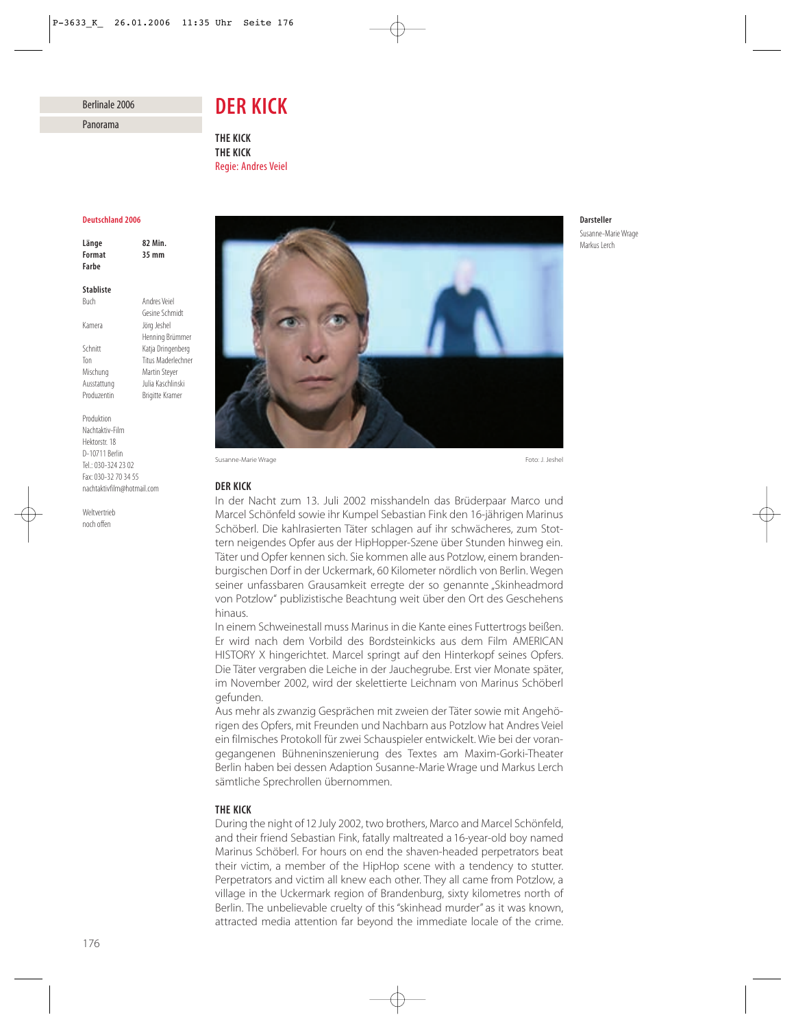Berlinale 2006

Panorama

# DER KICK

**THE KICK**
**THE KICK**
Regie: Andres Veiel

**Deutschland 2006**

| | |
|---|---|
| **Länge** | **82 Min.** |
| **Format** | **35 mm** |
| **Farbe** | |

**Stabliste**

| | |
|---|---|
| Buch | Andres Veiel<br>Gesine Schmidt |
| Kamera | Jörg Jeshel<br>Henning Brümmer |
| Schnitt | Katja Dringenberg |
| Ton | Titus Maderlechner |
| Mischung | Martin Steyer |
| Ausstattung | Julia Kaschlinski |
| Produzentin | Brigitte Kramer |

Produktion
Nachtaktiv-Film
Hektorstr. 18
D-10711 Berlin
Tel.: 030-324 23 02
Fax: 030-32 70 34 55
nachtaktivfilm@hotmail.com

Weltvertrieb
noch offen

**Darsteller**
Susanne-Marie Wrage
Markus Lerch

Susanne-Marie Wrage — Foto: J. Jeshel

### DER KICK

In der Nacht zum 13. Juli 2002 misshandeln das Brüderpaar Marco und Marcel Schönfeld sowie ihr Kumpel Sebastian Fink den 16-jährigen Marinus Schöberl. Die kahlrasierten Täter schlagen auf ihr schwächeres, zum Stottern neigendes Opfer aus der HipHopper-Szene über Stunden hinweg ein. Täter und Opfer kennen sich. Sie kommen alle aus Potzlow, einem brandenburgischen Dorf in der Uckermark, 60 Kilometer nördlich von Berlin. Wegen seiner unfassbaren Grausamkeit erregte der so genannte „Skinheadmord von Potzlow" publizistische Beachtung weit über den Ort des Geschehens hinaus.

In einem Schweinestall muss Marinus in die Kante eines Futtertrogs beißen. Er wird nach dem Vorbild des Bordsteinkicks aus dem Film AMERICAN HISTORY X hingerichtet. Marcel springt auf den Hinterkopf seines Opfers. Die Täter vergraben die Leiche in der Jauchegrube. Erst vier Monate später, im November 2002, wird der skelettierte Leichnam von Marinus Schöberl gefunden.

Aus mehr als zwanzig Gesprächen mit zweien der Täter sowie mit Angehörigen des Opfers, mit Freunden und Nachbarn aus Potzlow hat Andres Veiel ein filmisches Protokoll für zwei Schauspieler entwickelt. Wie bei der vorangegangenen Bühneninszenierung des Textes am Maxim-Gorki-Theater Berlin haben bei dessen Adaption Susanne-Marie Wrage und Markus Lerch sämtliche Sprechrollen übernommen.

### THE KICK

During the night of 12 July 2002, two brothers, Marco and Marcel Schönfeld, and their friend Sebastian Fink, fatally maltreated a 16-year-old boy named Marinus Schöberl. For hours on end the shaven-headed perpetrators beat their victim, a member of the HipHop scene with a tendency to stutter. Perpetrators and victim all knew each other. They all came from Potzlow, a village in the Uckermark region of Brandenburg, sixty kilometres north of Berlin. The unbelievable cruelty of this "skinhead murder" as it was known, attracted media attention far beyond the immediate locale of the crime.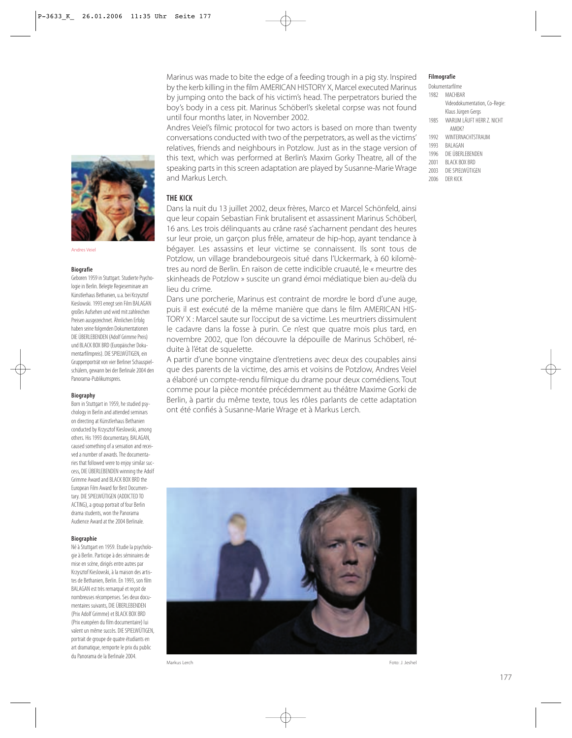Marinus was made to bite the edge of a feeding trough in a pig sty. Inspired by the kerb killing in the film AMERICAN HISTORY X, Marcel executed Marinus by jumping onto the back of his victim's head. The perpetrators buried the boy's body in a cess pit. Marinus Schöberl's skeletal corpse was not found until four months later, in November 2002.

Andres Veiel's filmic protocol for two actors is based on more than twenty conversations conducted with two of the perpetrators, as well as the victims' relatives, friends and neighbours in Potzlow. Just as in the stage version of this text, which was performed at Berlin's Maxim Gorky Theatre, all of the speaking parts in this screen adaptation are played by Susanne-Marie Wrage and Markus Lerch.

## THE KICK

Dans la nuit du 13 juillet 2002, deux frères, Marco et Marcel Schönfeld, ainsi que leur copain Sebastian Fink brutalisent et assassinent Marinus Schöberl, 16 ans. Les trois délinquants au crâne rasé s'acharnent pendant des heures sur leur proie, un garçon plus frêle, amateur de hip-hop, ayant tendance à bégayer. Les assassins et leur victime se connaissent. Ils sont tous de Potzlow, un village brandebourgeois situé dans l'Uckermark, à 60 kilomètres au nord de Berlin. En raison de cette indicible cruauté, le « meurtre des skinheads de Potzlow » suscite un grand émoi médiatique bien au-delà du lieu du crime.

Dans une porcherie, Marinus est contraint de mordre le bord d'une auge, puis il est exécuté de la même manière que dans le film AMERICAN HISTORY X : Marcel saute sur l'occiput de sa victime. Les meurtriers dissimulent le cadavre dans la fosse à purin. Ce n'est que quatre mois plus tard, en novembre 2002, que l'on découvre la dépouille de Marinus Schöberl, réduite à l'état de squelette.

A partir d'une bonne vingtaine d'entretiens avec deux des coupables ainsi que des parents de la victime, des amis et voisins de Potzlow, Andres Veiel a élaboré un compte-rendu filmique du drame pour deux comédiens. Tout comme pour la pièce montée précédemment au théâtre Maxime Gorki de Berlin, à partir du même texte, tous les rôles parlants de cette adaptation ont été confiés à Susanne-Marie Wrage et à Markus Lerch.

Markus Lerch

Foto: J. Jeshel

Andres Veiel

### Biografie

Geboren 1959 in Stuttgart. Studierte Psychologie in Berlin. Belegte Regieseminare am Künstlerhaus Bethanien, u.a. bei Krzysztof Kieslowski. 1993 erregt sein Film BALAGAN großes Aufsehen und wird mit zahlreichen Preisen ausgezeichnet. Ähnlichen Erfolg haben seine folgenden Dokumentationen DIE ÜBERLEBENDEN (Adolf Grimme Preis) und BLACK BOX BRD (Europäischer Dokumentarfilmpreis). DIE SPIELWÜTIGEN, ein Gruppenporträt von vier Berliner Schauspielschülern, gewann bei der Berlinale 2004 den Panorama-Publikumspreis.

### Biography

Born in Stuttgart in 1959, he studied psychology in Berlin and attended seminars on directing at Künstlerhaus Bethanien conducted by Krzysztof Kieslowski, among others. His 1993 documentary, BALAGAN, caused something of a sensation and received a number of awards. The documentaries that followed were to enjoy similar success, DIE ÜBERLEBENDEN winning the Adolf Grimme Award and BLACK BOX BRD the European Film Award for Best Documentary. DIE SPIELWÜTIGEN (ADDICTED TO ACTING), a group portrait of four Berlin drama students, won the Panorama Audience Award at the 2004 Berlinale.

### Biographie

Né à Stuttgart en 1959. Etudie la psychologie à Berlin. Participe à des séminaires de mise en scène, dirigés entre autres par Krzysztof Kieslowski, à la maison des artistes de Bethanien, Berlin. En 1993, son film BALAGAN est très remarqué et reçoit de nombreuses récompenses. Ses deux documentaires suivants, DIE ÜBERLEBENDEN (Prix Adolf Grimme) et BLACK BOX BRD (Prix européen du film documentaire) lui valent un même succès. DIE SPIELWÜTIGEN, portrait de groupe de quatre étudiants en art dramatique, remporte le prix du public du Panorama de la Berlinale 2004.

### Filmografie

Dokumentarfilme

| | |
|---|---|
| 1982 | MACHBAR<br>Videodokumentation, Co-Regie: Klaus Jürgen Gergs |
| 1985 | WARUM LÄUFT HERR Z. NICHT AMOK? |
| 1992 | WINTERNACHTSTRAUM |
| 1993 | BALAGAN |
| 1996 | DIE ÜBERLEBENDEN |
| 2001 | BLACK BOX BRD |
| 2003 | DIE SPIELWÜTIGEN |
| 2006 | DER KICK |